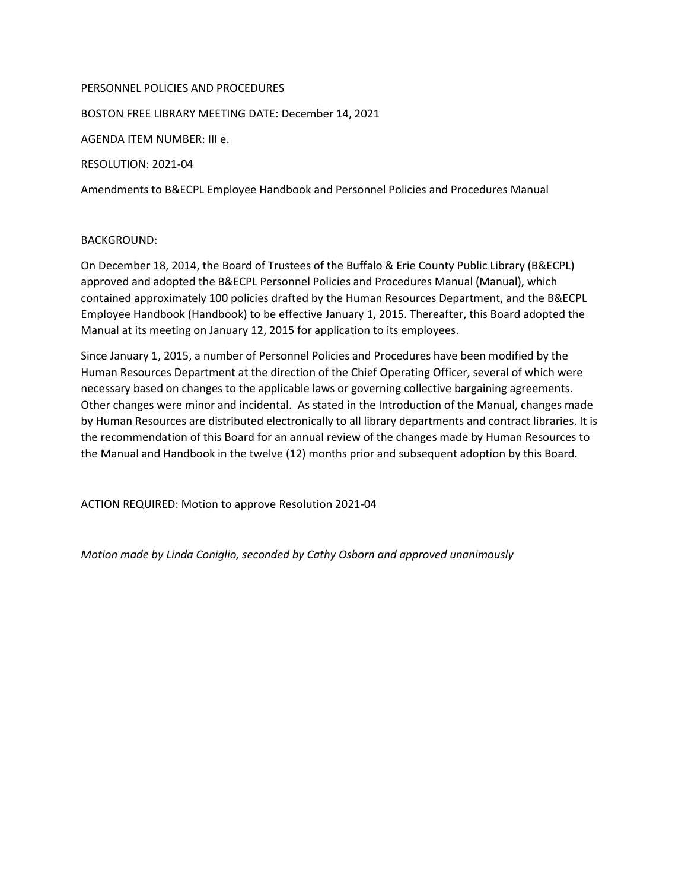PERSONNEL POLICIES AND PROCEDURES

BOSTON FREE LIBRARY MEETING DATE: December 14, 2021

AGENDA ITEM NUMBER: III e.

RESOLUTION: 2021-04

Amendments to B&ECPL Employee Handbook and Personnel Policies and Procedures Manual

BACKGROUND:

On December 18, 2014, the Board of Trustees of the Buffalo & Erie County Public Library (B&ECPL) approved and adopted the B&ECPL Personnel Policies and Procedures Manual (Manual), which contained approximately 100 policies drafted by the Human Resources Department, and the B&ECPL Employee Handbook (Handbook) to be effective January 1, 2015. Thereafter, this Board adopted the Manual at its meeting on January 12, 2015 for application to its employees.

Since January 1, 2015, a number of Personnel Policies and Procedures have been modified by the Human Resources Department at the direction of the Chief Operating Officer, several of which were necessary based on changes to the applicable laws or governing collective bargaining agreements. Other changes were minor and incidental. As stated in the Introduction of the Manual, changes made by Human Resources are distributed electronically to all library departments and contract libraries. It is the recommendation of this Board for an annual review of the changes made by Human Resources to the Manual and Handbook in the twelve (12) months prior and subsequent adoption by this Board.

ACTION REQUIRED: Motion to approve Resolution 2021-04

*Motion made by Linda Coniglio, seconded by Cathy Osborn and approved unanimously*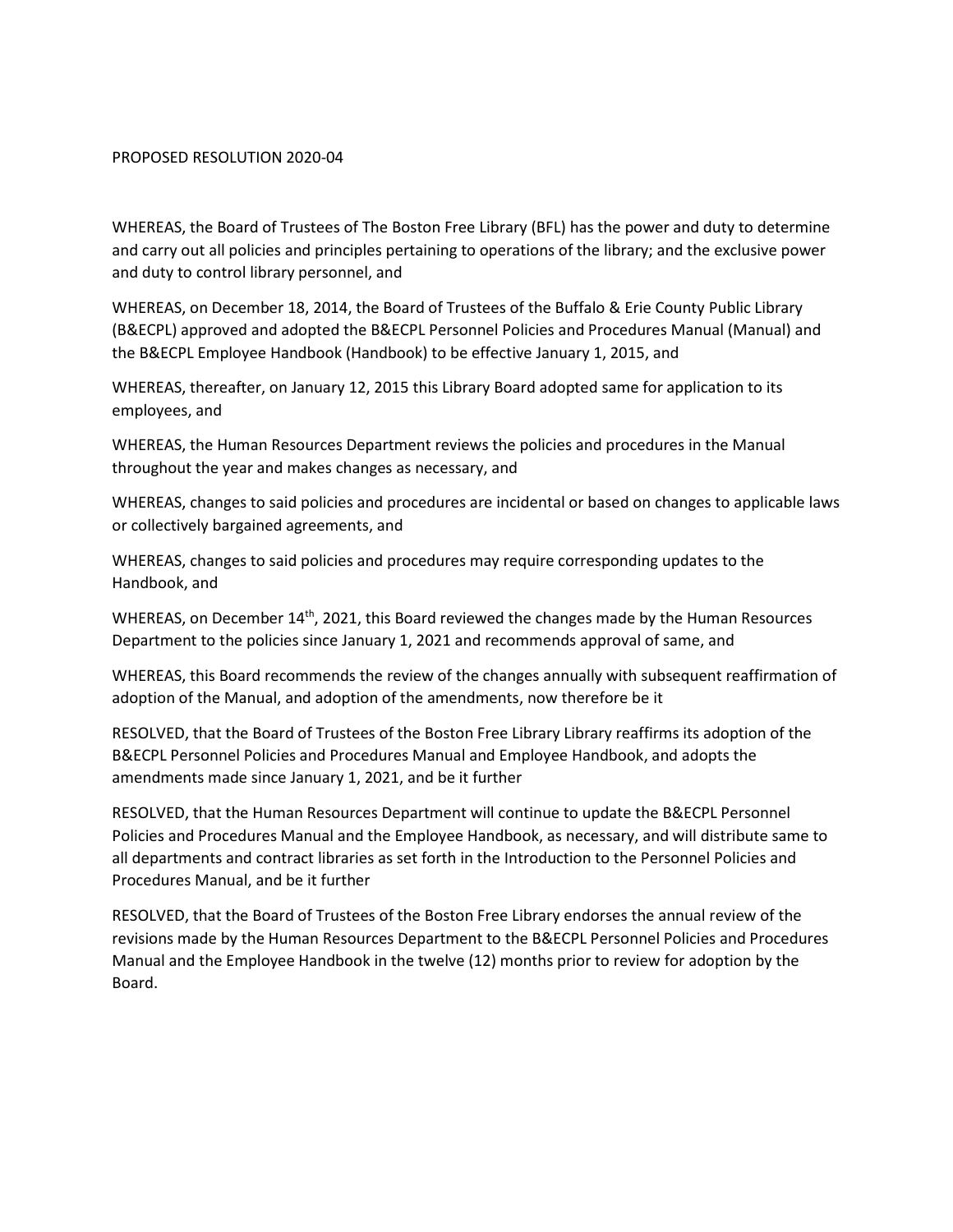PROPOSED RESOLUTION 2020-04

WHEREAS, the Board of Trustees of The Boston Free Library (BFL) has the power and duty to determine and carry out all policies and principles pertaining to operations of the library; and the exclusive power and duty to control library personnel, and

WHEREAS, on December 18, 2014, the Board of Trustees of the Buffalo & Erie County Public Library (B&ECPL) approved and adopted the B&ECPL Personnel Policies and Procedures Manual (Manual) and the B&ECPL Employee Handbook (Handbook) to be effective January 1, 2015, and

WHEREAS, thereafter, on January 12, 2015 this Library Board adopted same for application to its employees, and

WHEREAS, the Human Resources Department reviews the policies and procedures in the Manual throughout the year and makes changes as necessary, and

WHEREAS, changes to said policies and procedures are incidental or based on changes to applicable laws or collectively bargained agreements, and

WHEREAS, changes to said policies and procedures may require corresponding updates to the Handbook, and

WHEREAS, on December 14th, 2021, this Board reviewed the changes made by the Human Resources Department to the policies since January 1, 2021 and recommends approval of same, and

WHEREAS, this Board recommends the review of the changes annually with subsequent reaffirmation of adoption of the Manual, and adoption of the amendments, now therefore be it

RESOLVED, that the Board of Trustees of the Boston Free Library Library reaffirms its adoption of the B&ECPL Personnel Policies and Procedures Manual and Employee Handbook, and adopts the amendments made since January 1, 2021, and be it further

RESOLVED, that the Human Resources Department will continue to update the B&ECPL Personnel Policies and Procedures Manual and the Employee Handbook, as necessary, and will distribute same to all departments and contract libraries as set forth in the Introduction to the Personnel Policies and Procedures Manual, and be it further

RESOLVED, that the Board of Trustees of the Boston Free Library endorses the annual review of the revisions made by the Human Resources Department to the B&ECPL Personnel Policies and Procedures Manual and the Employee Handbook in the twelve (12) months prior to review for adoption by the Board.